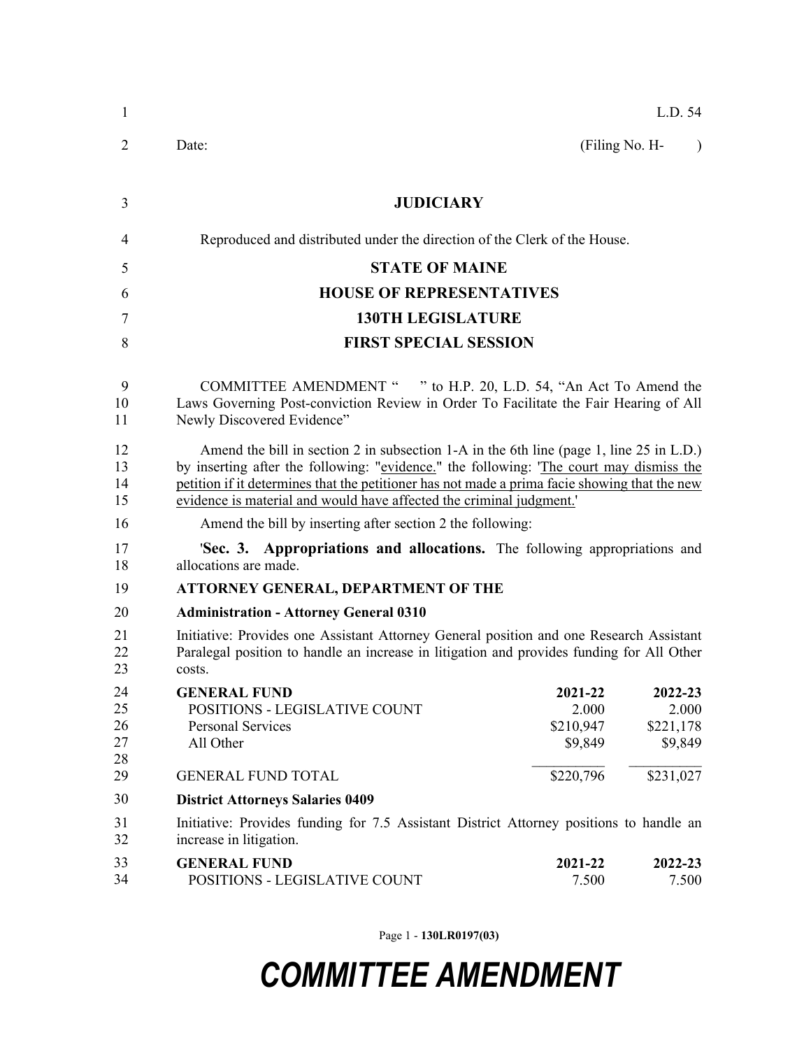L.D. 54

Date: (Filing No. H- )

# JUDICIARY

Reproduced and distributed under the direction of the Clerk of the House.

## STATE OF MAINE
## HOUSE OF REPRESENTATIVES
## 130TH LEGISLATURE
## FIRST SPECIAL SESSION

COMMITTEE AMENDMENT " " to H.P. 20, L.D. 54, "An Act To Amend the Laws Governing Post-conviction Review in Order To Facilitate the Fair Hearing of All Newly Discovered Evidence"

Amend the bill in section 2 in subsection 1-A in the 6th line (page 1, line 25 in L.D.) by inserting after the following: "evidence." the following: 'The court may dismiss the petition if it determines that the petitioner has not made a prima facie showing that the new evidence is material and would have affected the criminal judgment.'

Amend the bill by inserting after section 2 the following:

'**Sec. 3. Appropriations and allocations.** The following appropriations and allocations are made.

**ATTORNEY GENERAL, DEPARTMENT OF THE**

**Administration - Attorney General 0310**

Initiative: Provides one Assistant Attorney General position and one Research Assistant Paralegal position to handle an increase in litigation and provides funding for All Other costs.

| GENERAL FUND | 2021-22 | 2022-23 |
|---|---|---|
| POSITIONS - LEGISLATIVE COUNT | 2.000 | 2.000 |
| Personal Services | $210,947 | $221,178 |
| All Other | $9,849 | $9,849 |
| GENERAL FUND TOTAL | $220,796 | $231,027 |

**District Attorneys Salaries 0409**

Initiative: Provides funding for 7.5 Assistant District Attorney positions to handle an increase in litigation.

| GENERAL FUND | 2021-22 | 2022-23 |
|---|---|---|
| POSITIONS - LEGISLATIVE COUNT | 7.500 | 7.500 |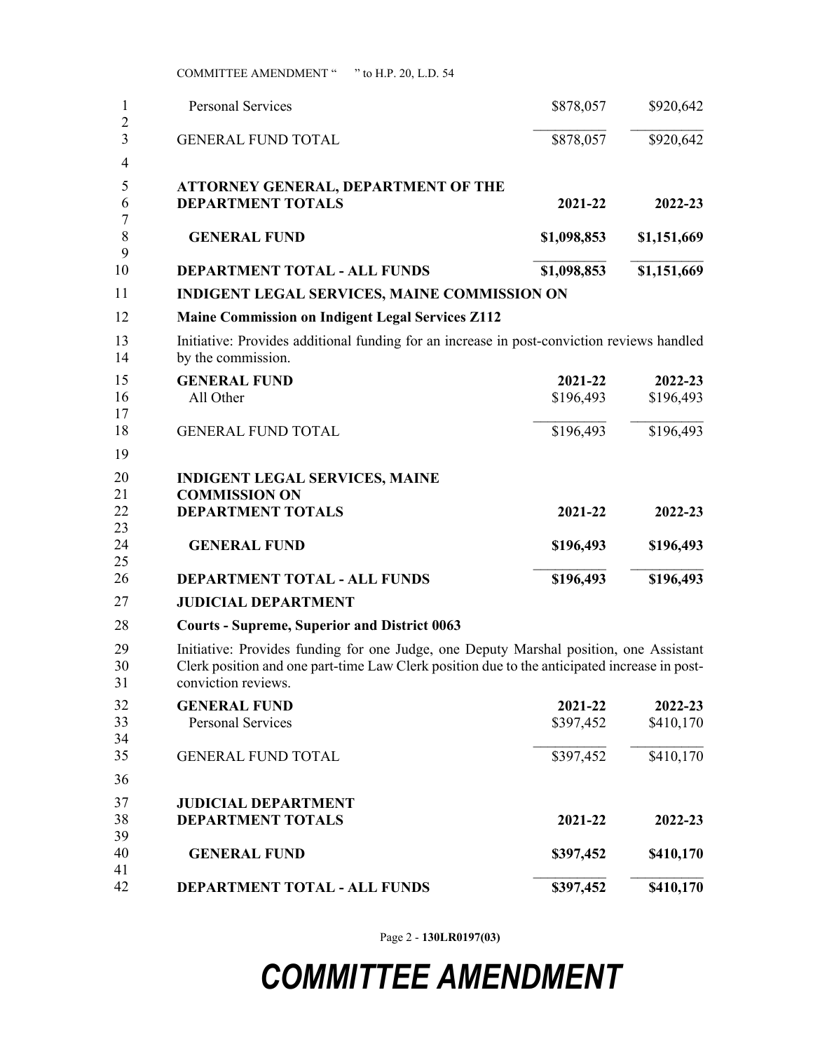| | | |
|---|---|---|
| Personal Services | $878,057 | $920,642 |
| GENERAL FUND TOTAL | $878,057 | $920,642 |

| **ATTORNEY GENERAL, DEPARTMENT OF THE DEPARTMENT TOTALS** | **2021-22** | **2022-23** |
|---|---|---|
| **GENERAL FUND** | **$1,098,853** | **$1,151,669** |
| **DEPARTMENT TOTAL - ALL FUNDS** | **$1,098,853** | **$1,151,669** |

**INDIGENT LEGAL SERVICES, MAINE COMMISSION ON**

**Maine Commission on Indigent Legal Services Z112**

Initiative: Provides additional funding for an increase in post-conviction reviews handled by the commission.

| **GENERAL FUND** | **2021-22** | **2022-23** |
|---|---|---|
| All Other | $196,493 | $196,493 |
| GENERAL FUND TOTAL | $196,493 | $196,493 |

| **INDIGENT LEGAL SERVICES, MAINE COMMISSION ON DEPARTMENT TOTALS** | **2021-22** | **2022-23** |
|---|---|---|
| **GENERAL FUND** | **$196,493** | **$196,493** |
| **DEPARTMENT TOTAL - ALL FUNDS** | **$196,493** | **$196,493** |

**JUDICIAL DEPARTMENT**

**Courts - Supreme, Superior and District 0063**

Initiative: Provides funding for one Judge, one Deputy Marshal position, one Assistant Clerk position and one part-time Law Clerk position due to the anticipated increase in post-conviction reviews.

| **GENERAL FUND** | **2021-22** | **2022-23** |
|---|---|---|
| Personal Services | $397,452 | $410,170 |
| GENERAL FUND TOTAL | $397,452 | $410,170 |

| **JUDICIAL DEPARTMENT DEPARTMENT TOTALS** | **2021-22** | **2022-23** |
|---|---|---|
| **GENERAL FUND** | **$397,452** | **$410,170** |
| **DEPARTMENT TOTAL - ALL FUNDS** | **$397,452** | **$410,170** |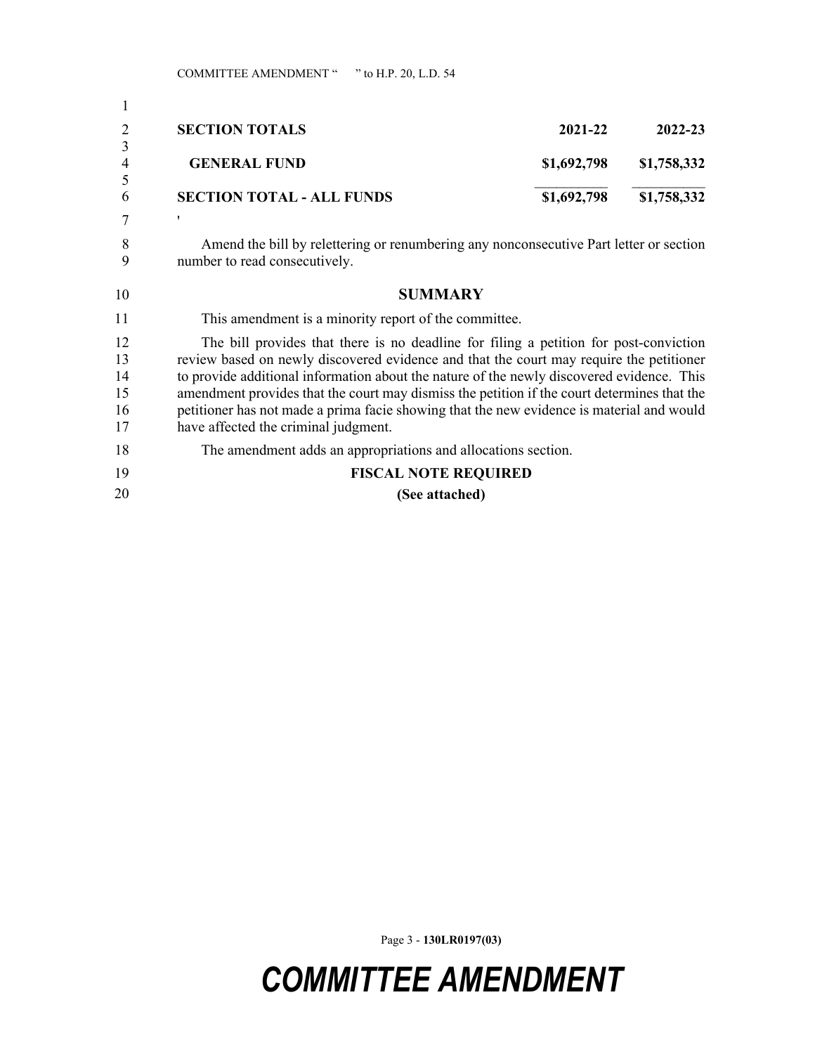| SECTION TOTALS | 2021-22 | 2022-23 |
|---|---|---|
| GENERAL FUND | $1,692,798 | $1,758,332 |
| SECTION TOTAL - ALL FUNDS | $1,692,798 | $1,758,332 |

'

Amend the bill by relettering or renumbering any nonconsecutive Part letter or section number to read consecutively.

## SUMMARY

This amendment is a minority report of the committee.

The bill provides that there is no deadline for filing a petition for post-conviction review based on newly discovered evidence and that the court may require the petitioner to provide additional information about the nature of the newly discovered evidence. This amendment provides that the court may dismiss the petition if the court determines that the petitioner has not made a prima facie showing that the new evidence is material and would have affected the criminal judgment.

The amendment adds an appropriations and allocations section.

**FISCAL NOTE REQUIRED**

**(See attached)**

# COMMITTEE AMENDMENT